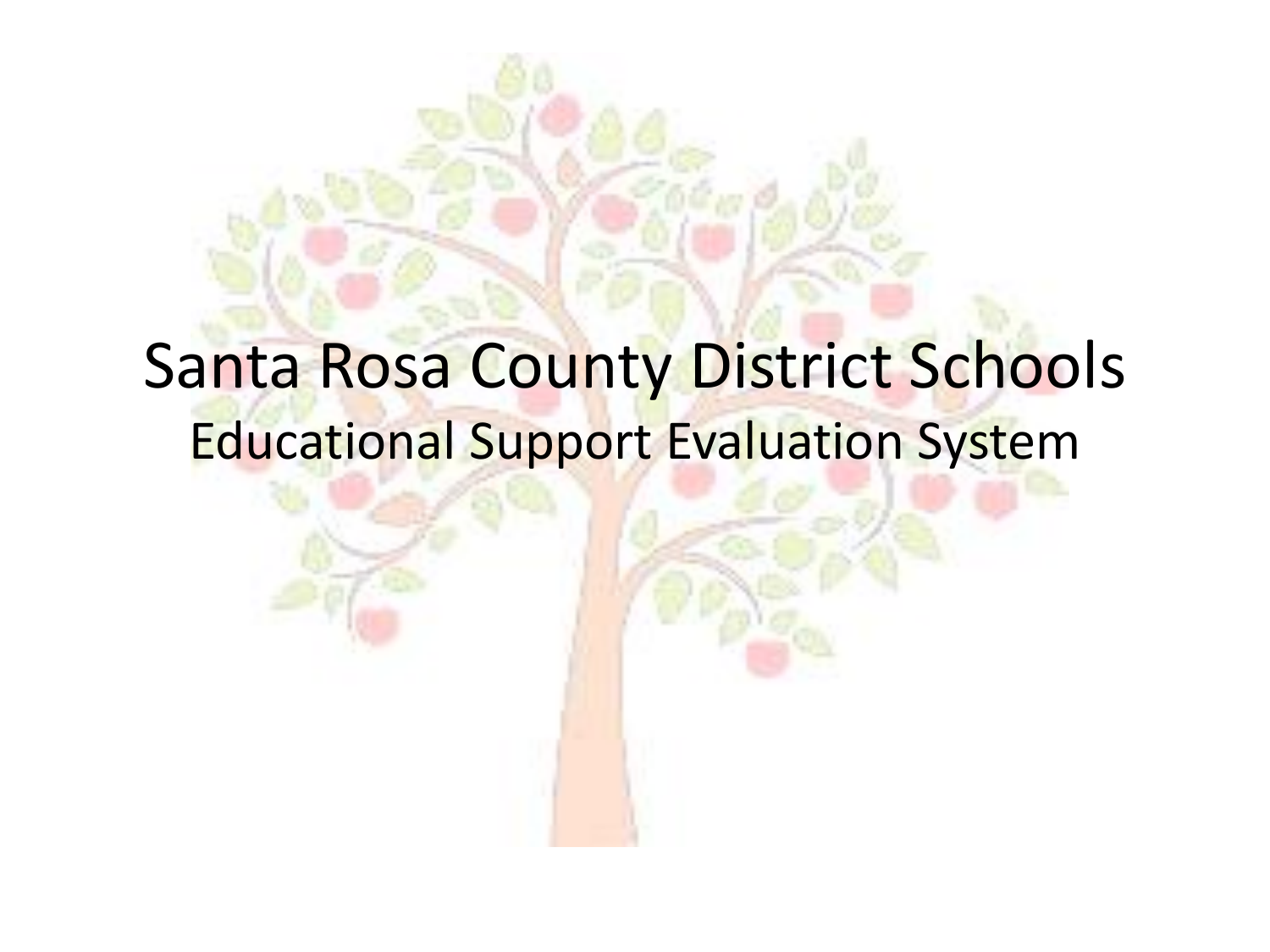# Santa Rosa County District Schools

## Educational Support Evaluation System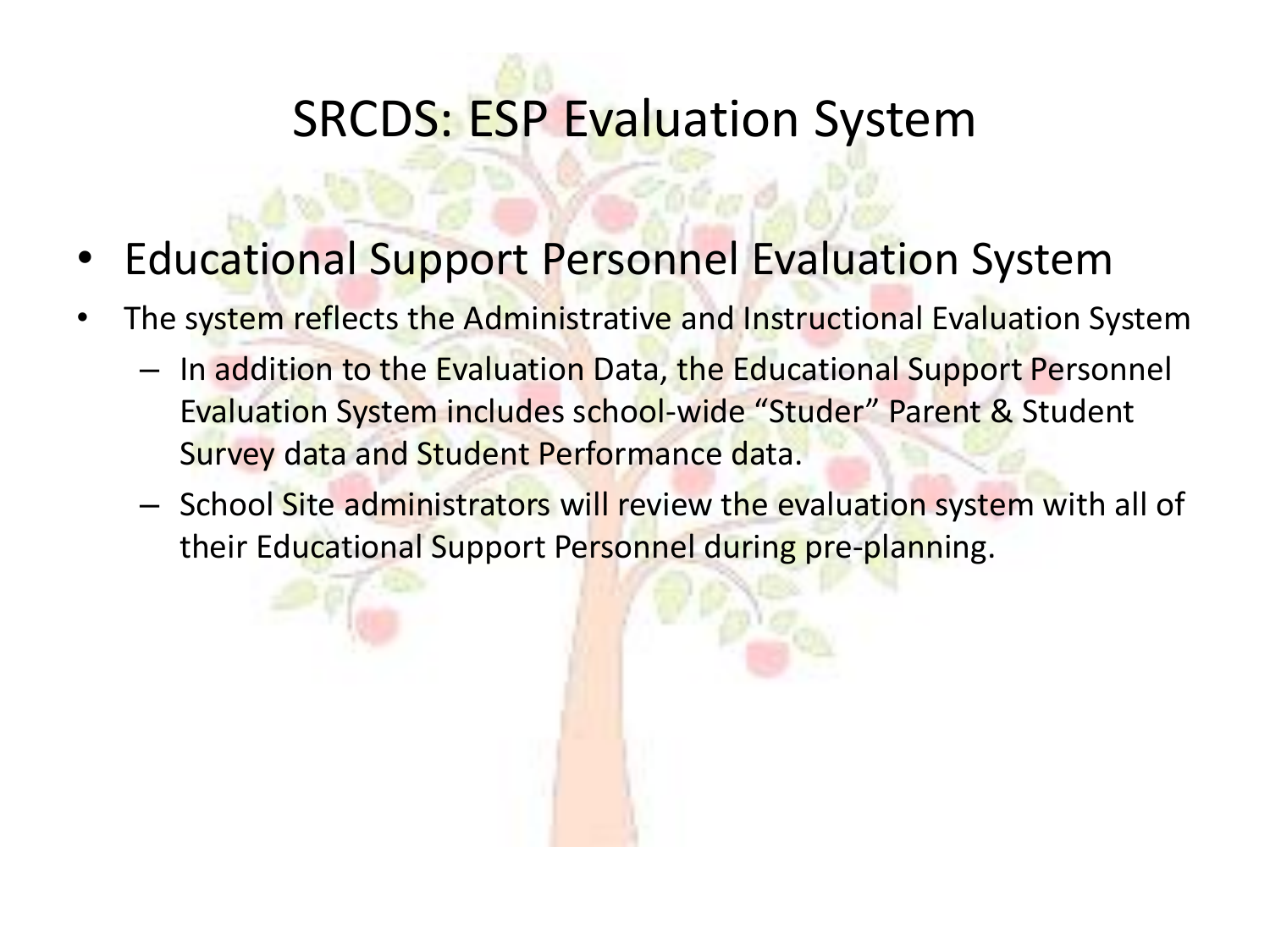# SRCDS: ESP Evaluation System

- Educational Support Personnel Evaluation System
- The system reflects the Administrative and Instructional Evaluation System
  - In addition to the Evaluation Data, the Educational Support Personnel Evaluation System includes school-wide "Studer" Parent & Student Survey data and Student Performance data.
  - School Site administrators will review the evaluation system with all of their Educational Support Personnel during pre-planning.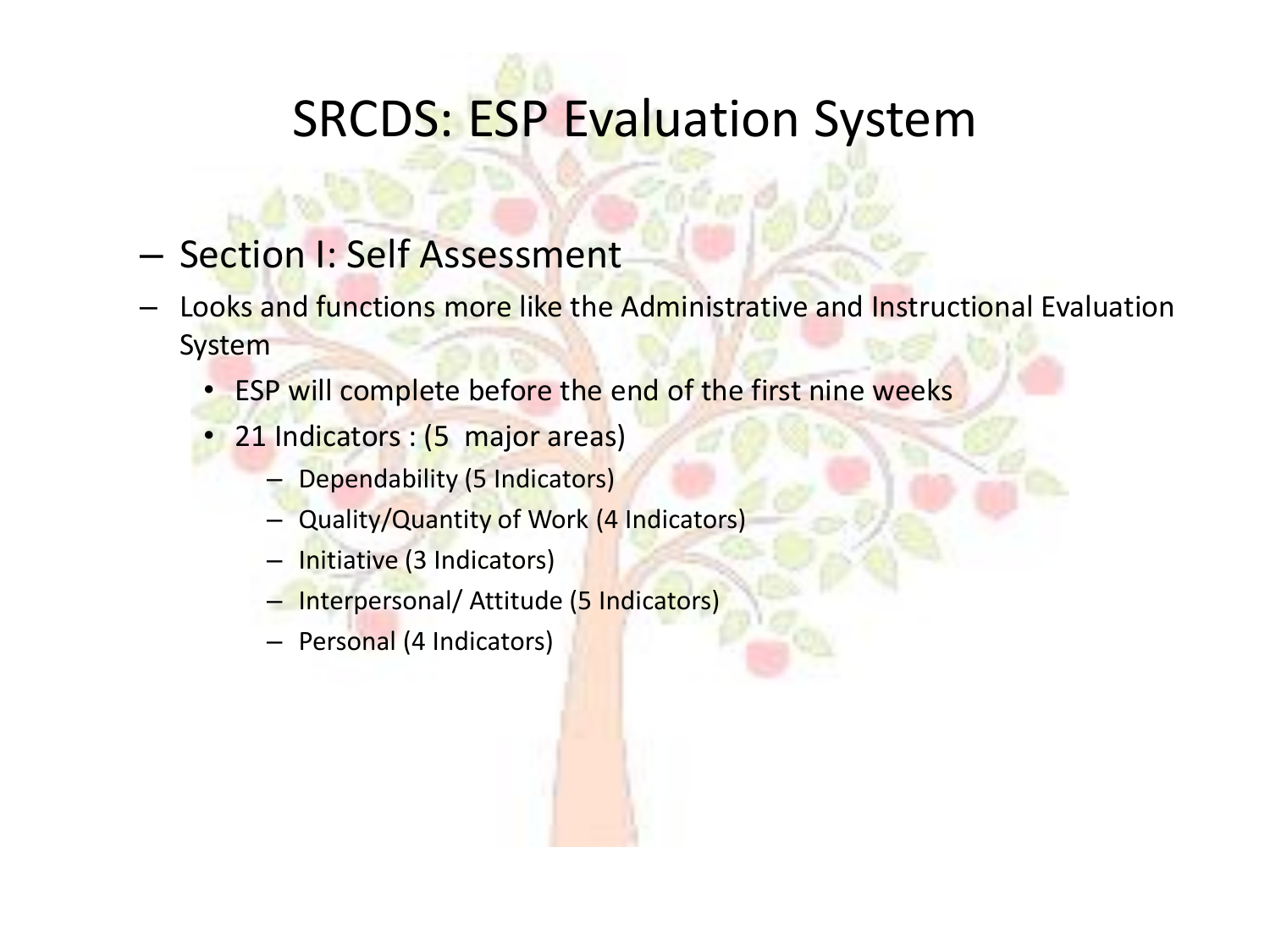# SRCDS: ESP Evaluation System

- Section I: Self Assessment
- Looks and functions more like the Administrative and Instructional Evaluation System
  - ESP will complete before the end of the first nine weeks
  - 21 Indicators : (5 major areas)
    - Dependability (5 Indicators)
    - Quality/Quantity of Work (4 Indicators)
    - Initiative (3 Indicators)
    - Interpersonal/ Attitude (5 Indicators)
    - Personal (4 Indicators)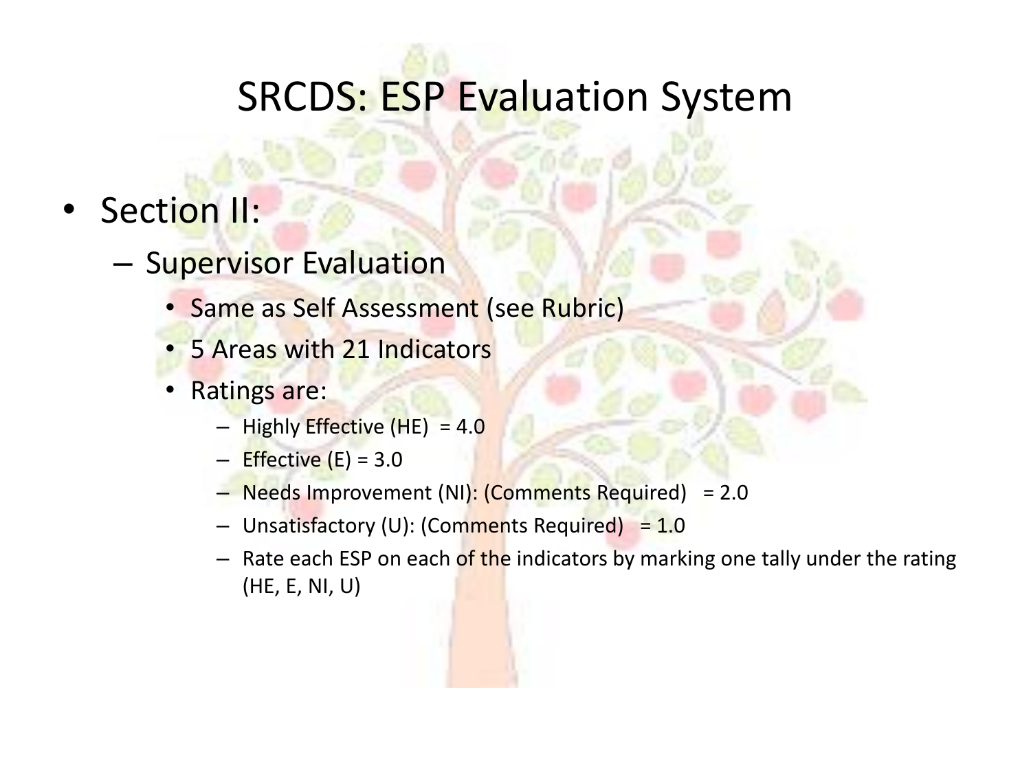# SRCDS: ESP Evaluation System

- Section II:
  - Supervisor Evaluation
    - Same as Self Assessment (see Rubric)
    - 5 Areas with 21 Indicators
    - Ratings are:
      - Highly Effective (HE) = 4.0
      - Effective (E) = 3.0
      - Needs Improvement (NI): (Comments Required) = 2.0
      - Unsatisfactory (U): (Comments Required) = 1.0
      - Rate each ESP on each of the indicators by marking one tally under the rating (HE, E, NI, U)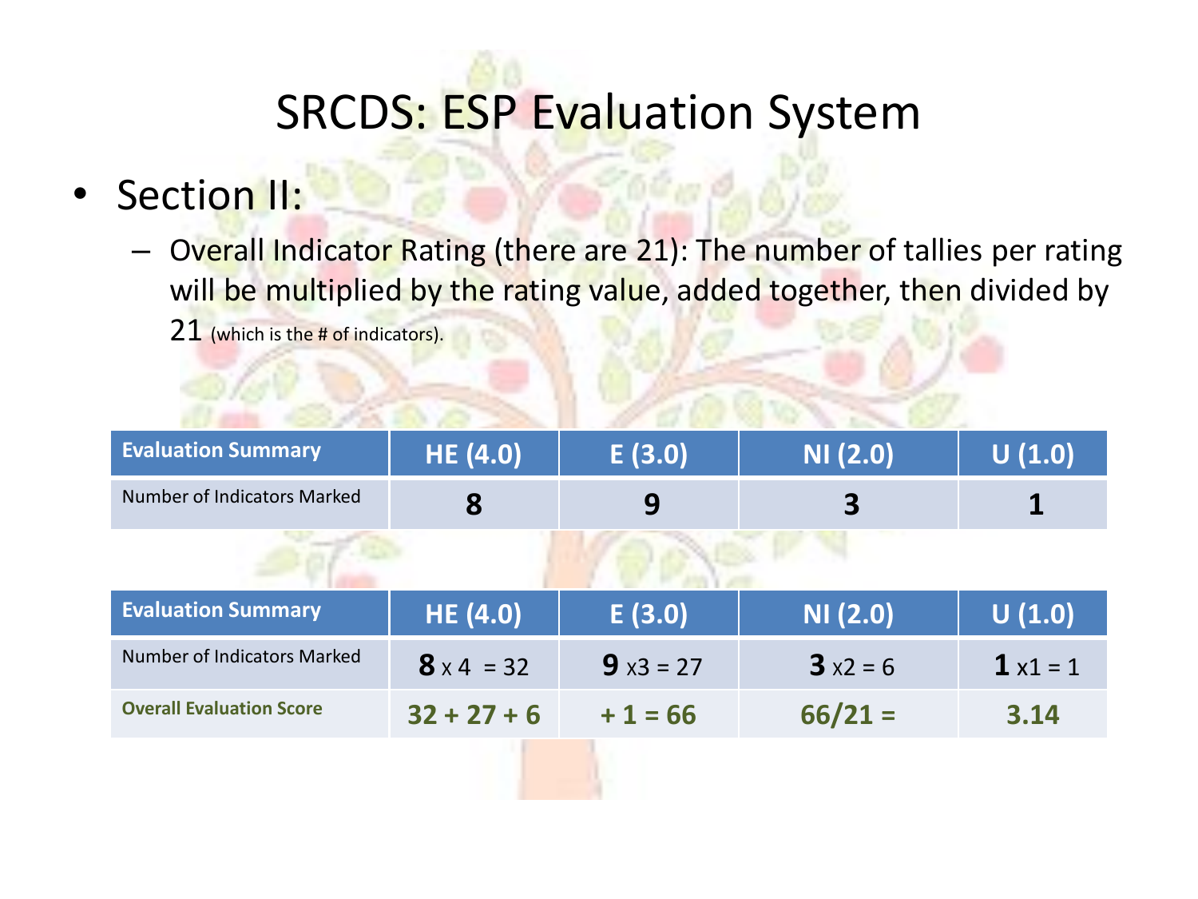# SRCDS: ESP Evaluation System

- Section II:
  - Overall Indicator Rating (there are 21): The number of tallies per rating will be multiplied by the rating value, added together, then divided by 21 (which is the # of indicators).

| Evaluation Summary | HE (4.0) | E (3.0) | NI (2.0) | U (1.0) |
|---|---|---|---|---|
| Number of Indicators Marked | **8** | **9** | **3** | **1** |

| Evaluation Summary | HE (4.0) | E (3.0) | NI (2.0) | U (1.0) |
|---|---|---|---|---|
| Number of Indicators Marked | **8** x 4 = 32 | **9** x3 = 27 | **3** x2 = 6 | **1** x1 = 1 |
| **Overall Evaluation Score** | **32 + 27 + 6** | **+ 1 = 66** | **66/21 =** | **3.14** |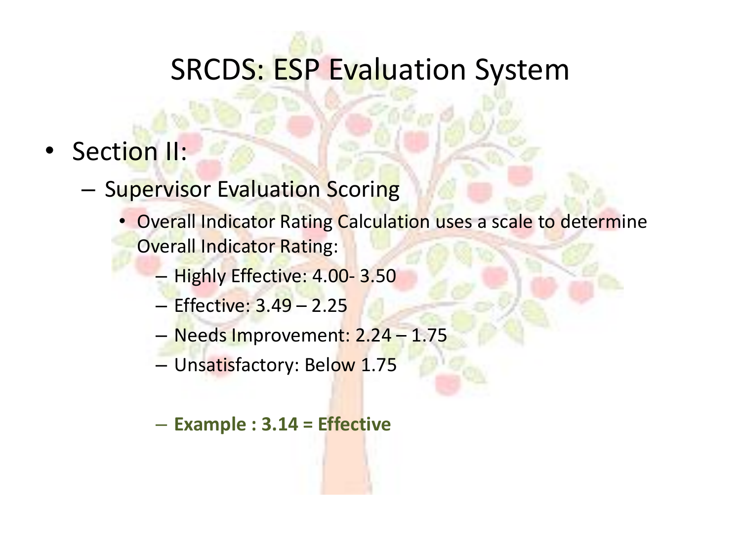# SRCDS: ESP Evaluation System

- Section II:
  - Supervisor Evaluation Scoring
    - Overall Indicator Rating Calculation uses a scale to determine Overall Indicator Rating:
      - Highly Effective: 4.00- 3.50
      - Effective: 3.49 – 2.25
      - Needs Improvement: 2.24 – 1.75
      - Unsatisfactory: Below 1.75
      - **Example : 3.14 = Effective**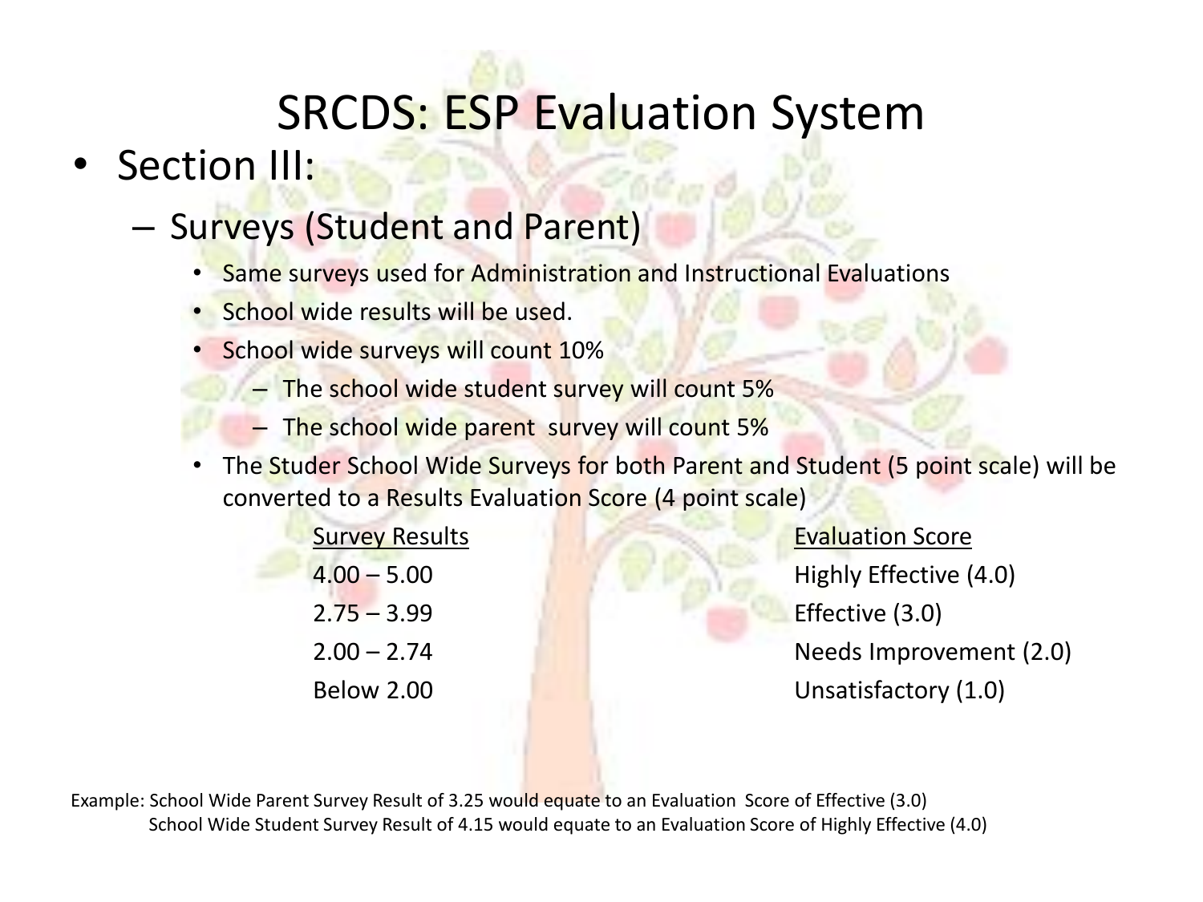# SRCDS: ESP Evaluation System

- Section III:
  - Surveys (Student and Parent)
    - Same surveys used for Administration and Instructional Evaluations
    - School wide results will be used.
    - School wide surveys will count 10%
      - The school wide student survey will count 5%
      - The school wide parent survey will count 5%
    - The Studer School Wide Surveys for both Parent and Student (5 point scale) will be converted to a Results Evaluation Score (4 point scale)

| Survey Results | Evaluation Score |
|---|---|
| 4.00 – 5.00 | Highly Effective (4.0) |
| 2.75 – 3.99 | Effective (3.0) |
| 2.00 – 2.74 | Needs Improvement (2.0) |
| Below 2.00 | Unsatisfactory (1.0) |

Example: School Wide Parent Survey Result of 3.25 would equate to an Evaluation Score of Effective (3.0)
School Wide Student Survey Result of 4.15 would equate to an Evaluation Score of Highly Effective (4.0)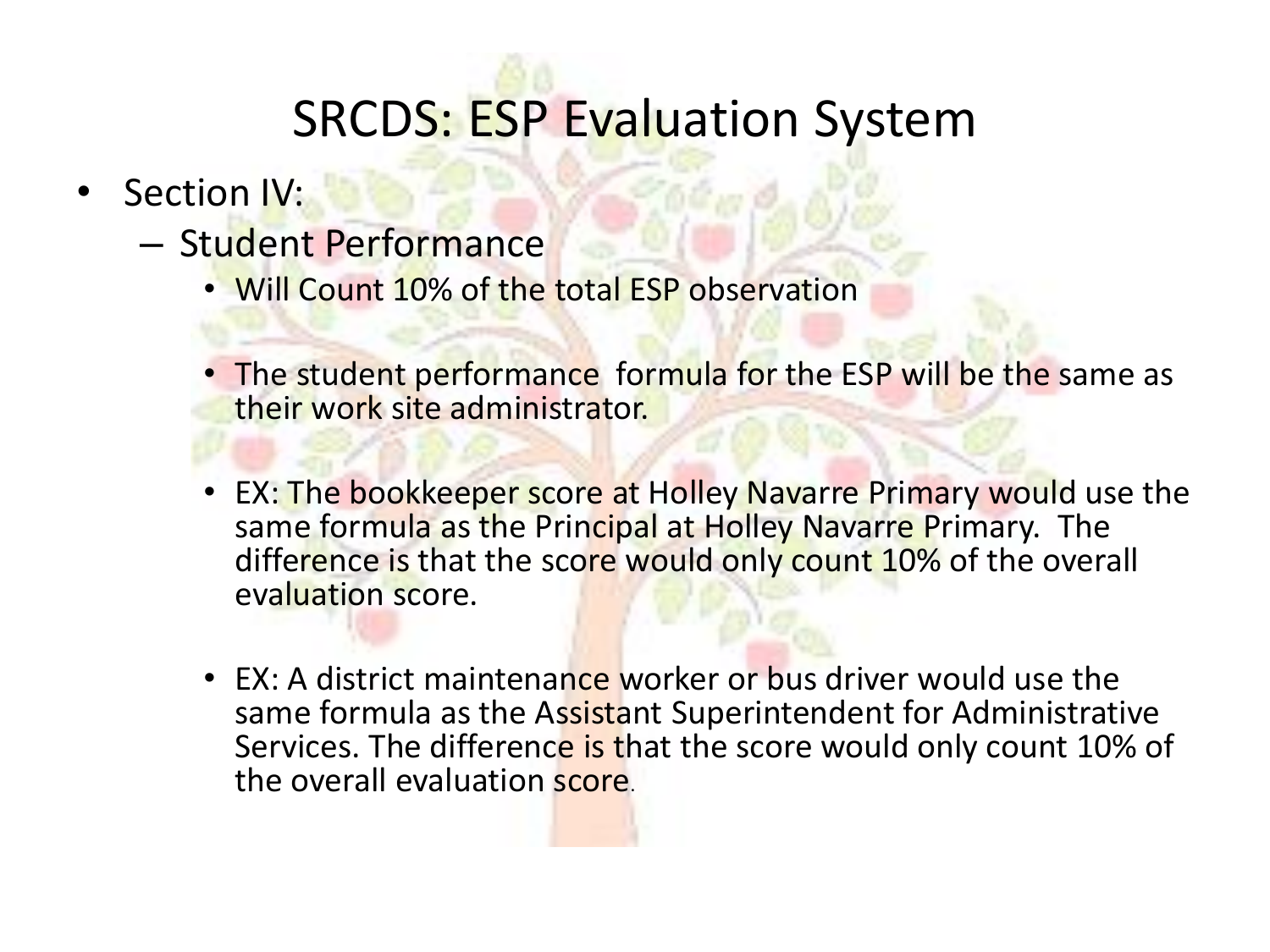# SRCDS: ESP Evaluation System

- Section IV:
  - Student Performance
    - Will Count 10% of the total ESP observation
    - The student performance formula for the ESP will be the same as their work site administrator.
    - EX: The bookkeeper score at Holley Navarre Primary would use the same formula as the Principal at Holley Navarre Primary. The difference is that the score would only count 10% of the overall evaluation score.
    - EX: A district maintenance worker or bus driver would use the same formula as the Assistant Superintendent for Administrative Services. The difference is that the score would only count 10% of the overall evaluation score.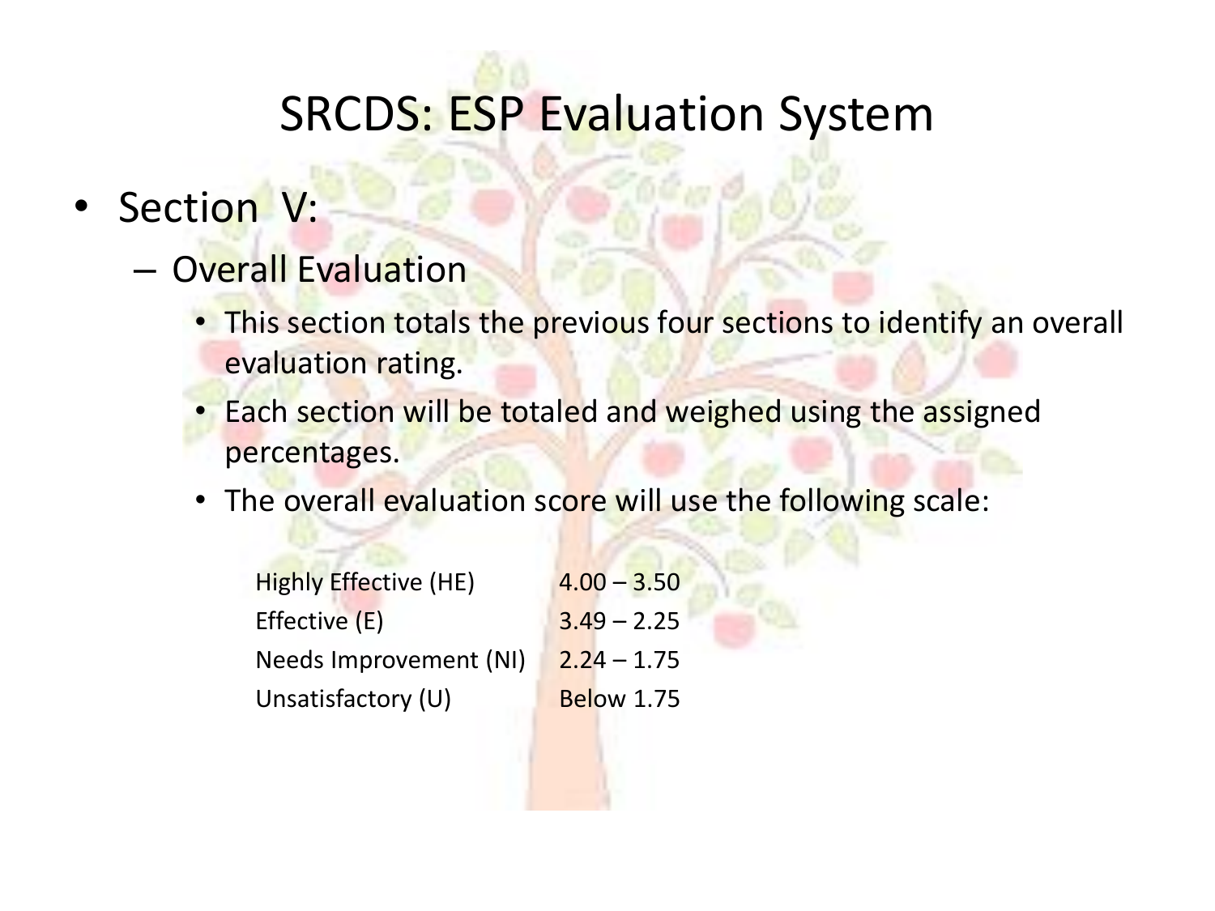# SRCDS: ESP Evaluation System

- Section V:
  - Overall Evaluation
    - This section totals the previous four sections to identify an overall evaluation rating.
    - Each section will be totaled and weighed using the assigned percentages.
    - The overall evaluation score will use the following scale:

| | |
|---|---|
| Highly Effective (HE) | 4.00 – 3.50 |
| Effective (E) | 3.49 – 2.25 |
| Needs Improvement (NI) | 2.24 – 1.75 |
| Unsatisfactory (U) | Below 1.75 |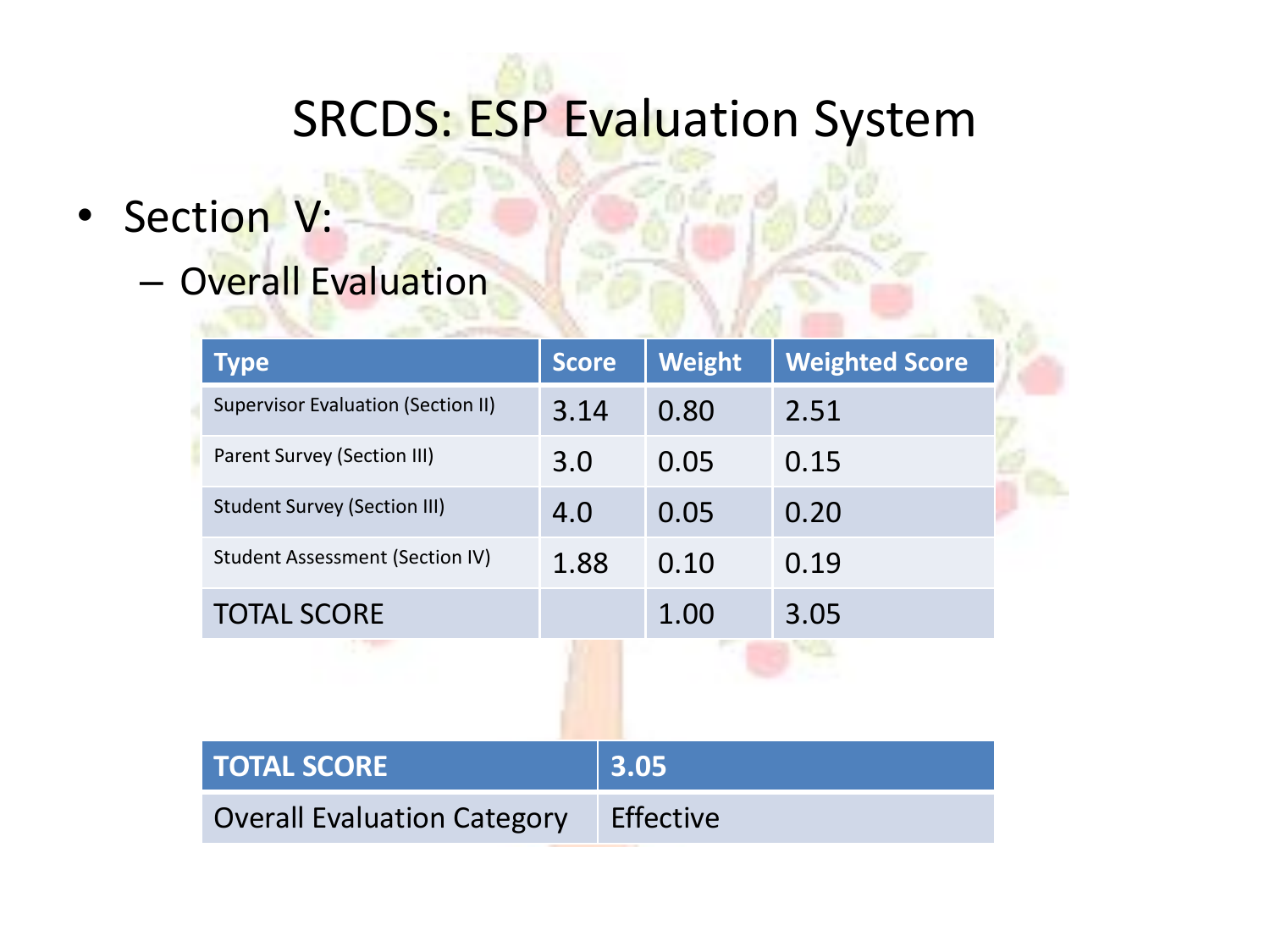# SRCDS: ESP Evaluation System

- Section V:
  - Overall Evaluation

| Type | Score | Weight | Weighted Score |
|---|---|---|---|
| Supervisor Evaluation (Section II) | 3.14 | 0.80 | 2.51 |
| Parent Survey (Section III) | 3.0 | 0.05 | 0.15 |
| Student Survey (Section III) | 4.0 | 0.05 | 0.20 |
| Student Assessment (Section IV) | 1.88 | 0.10 | 0.19 |
| TOTAL SCORE | | 1.00 | 3.05 |

| TOTAL SCORE | 3.05 |
|---|---|
| Overall Evaluation Category | Effective |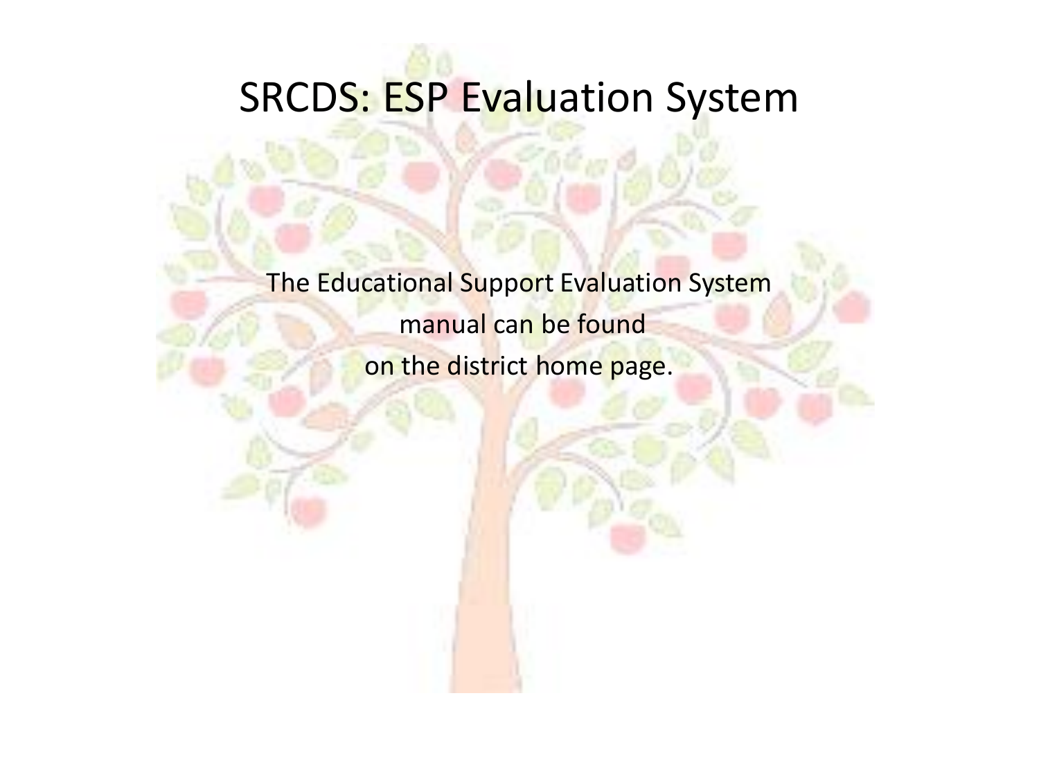# SRCDS: ESP Evaluation System

The Educational Support Evaluation System
manual can be found
on the district home page.